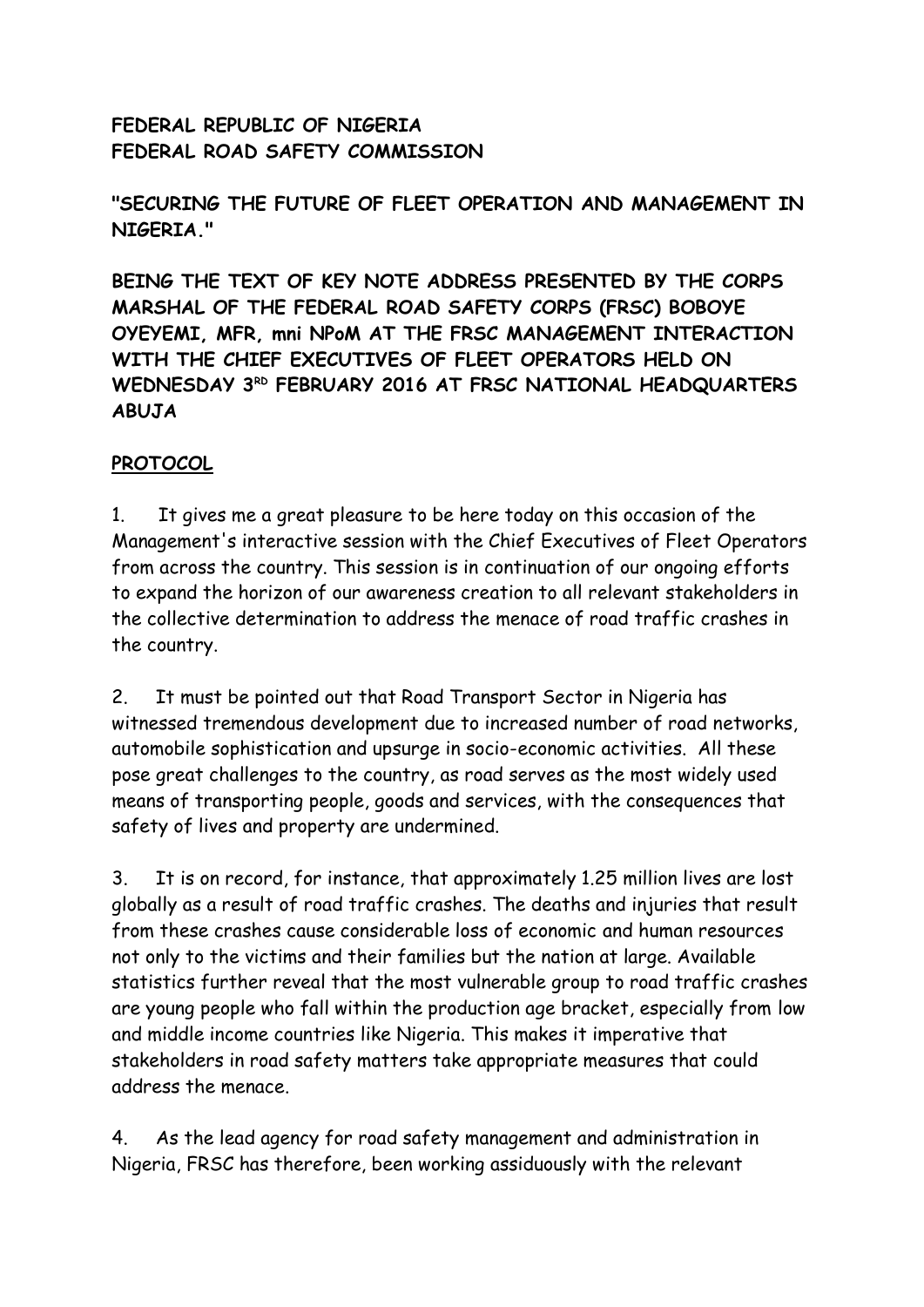**FEDERAL REPUBLIC OF NIGERIA**
**FEDERAL ROAD SAFETY COMMISSION**

**"SECURING THE FUTURE OF FLEET OPERATION AND MANAGEMENT IN NIGERIA."**

**BEING THE TEXT OF KEY NOTE ADDRESS PRESENTED BY THE CORPS MARSHAL OF THE FEDERAL ROAD SAFETY CORPS (FRSC) BOBOYE OYEYEMI, MFR, mni NPoM AT THE FRSC MANAGEMENT INTERACTION WITH THE CHIEF EXECUTIVES OF FLEET OPERATORS HELD ON WEDNESDAY 3RD FEBRUARY 2016 AT FRSC NATIONAL HEADQUARTERS ABUJA**

**PROTOCOL**

1. It gives me a great pleasure to be here today on this occasion of the Management's interactive session with the Chief Executives of Fleet Operators from across the country. This session is in continuation of our ongoing efforts to expand the horizon of our awareness creation to all relevant stakeholders in the collective determination to address the menace of road traffic crashes in the country.

2. It must be pointed out that Road Transport Sector in Nigeria has witnessed tremendous development due to increased number of road networks, automobile sophistication and upsurge in socio-economic activities. All these pose great challenges to the country, as road serves as the most widely used means of transporting people, goods and services, with the consequences that safety of lives and property are undermined.

3. It is on record, for instance, that approximately 1.25 million lives are lost globally as a result of road traffic crashes. The deaths and injuries that result from these crashes cause considerable loss of economic and human resources not only to the victims and their families but the nation at large. Available statistics further reveal that the most vulnerable group to road traffic crashes are young people who fall within the production age bracket, especially from low and middle income countries like Nigeria. This makes it imperative that stakeholders in road safety matters take appropriate measures that could address the menace.

4. As the lead agency for road safety management and administration in Nigeria, FRSC has therefore, been working assiduously with the relevant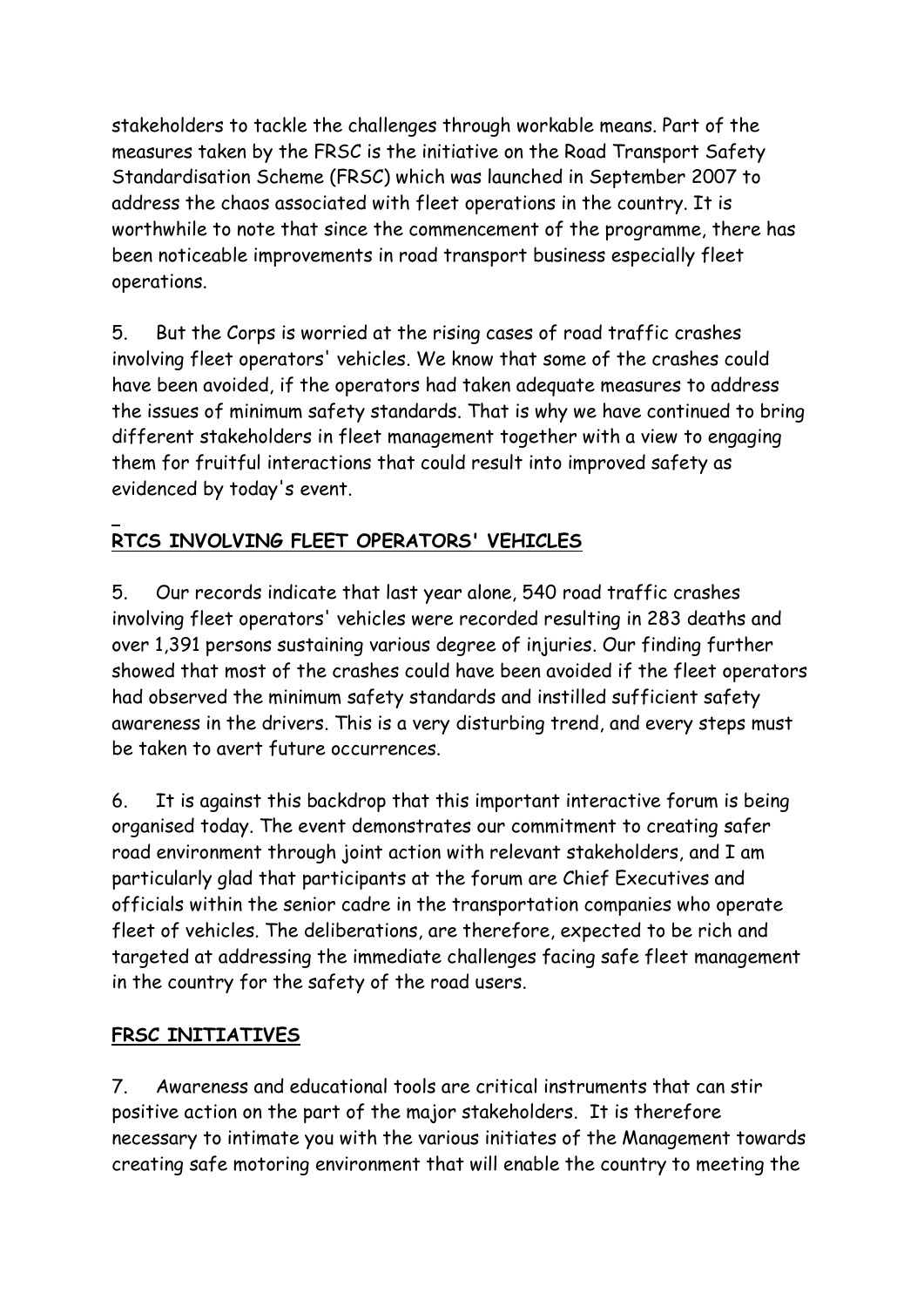stakeholders to tackle the challenges through workable means. Part of the measures taken by the FRSC is the initiative on the Road Transport Safety Standardisation Scheme (FRSC) which was launched in September 2007 to address the chaos associated with fleet operations in the country. It is worthwhile to note that since the commencement of the programme, there has been noticeable improvements in road transport business especially fleet operations.

5. But the Corps is worried at the rising cases of road traffic crashes involving fleet operators' vehicles. We know that some of the crashes could have been avoided, if the operators had taken adequate measures to address the issues of minimum safety standards. That is why we have continued to bring different stakeholders in fleet management together with a view to engaging them for fruitful interactions that could result into improved safety as evidenced by today's event.

## RTCS INVOLVING FLEET OPERATORS' VEHICLES

5. Our records indicate that last year alone, 540 road traffic crashes involving fleet operators' vehicles were recorded resulting in 283 deaths and over 1,391 persons sustaining various degree of injuries. Our finding further showed that most of the crashes could have been avoided if the fleet operators had observed the minimum safety standards and instilled sufficient safety awareness in the drivers. This is a very disturbing trend, and every steps must be taken to avert future occurrences.

6. It is against this backdrop that this important interactive forum is being organised today. The event demonstrates our commitment to creating safer road environment through joint action with relevant stakeholders, and I am particularly glad that participants at the forum are Chief Executives and officials within the senior cadre in the transportation companies who operate fleet of vehicles. The deliberations, are therefore, expected to be rich and targeted at addressing the immediate challenges facing safe fleet management in the country for the safety of the road users.

## FRSC INITIATIVES

7. Awareness and educational tools are critical instruments that can stir positive action on the part of the major stakeholders. It is therefore necessary to intimate you with the various initiates of the Management towards creating safe motoring environment that will enable the country to meeting the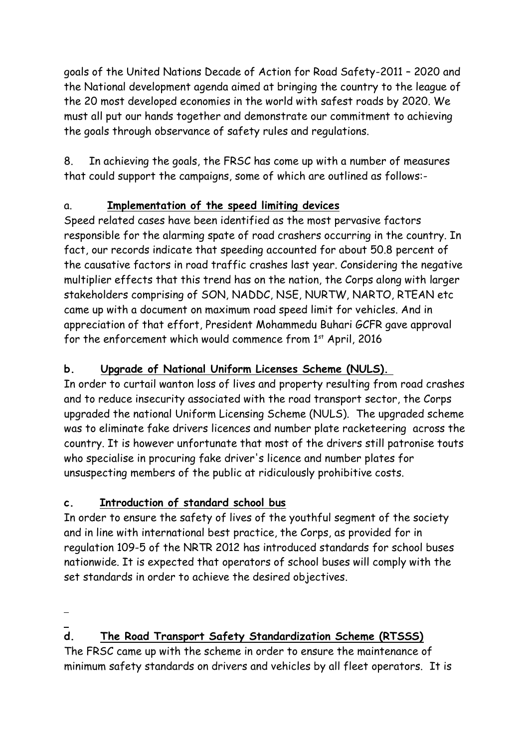goals of the United Nations Decade of Action for Road Safety-2011 – 2020 and the National development agenda aimed at bringing the country to the league of the 20 most developed economies in the world with safest roads by 2020. We must all put our hands together and demonstrate our commitment to achieving the goals through observance of safety rules and regulations.

8. In achieving the goals, the FRSC has come up with a number of measures that could support the campaigns, some of which are outlined as follows:-

a. **Implementation of the speed limiting devices**

Speed related cases have been identified as the most pervasive factors responsible for the alarming spate of road crashers occurring in the country. In fact, our records indicate that speeding accounted for about 50.8 percent of the causative factors in road traffic crashes last year. Considering the negative multiplier effects that this trend has on the nation, the Corps along with larger stakeholders comprising of SON, NADDC, NSE, NURTW, NARTO, RTEAN etc came up with a document on maximum road speed limit for vehicles. And in appreciation of that effort, President Mohammedu Buhari GCFR gave approval for the enforcement which would commence from 1st April, 2016

**b. Upgrade of National Uniform Licenses Scheme (NULS).**

In order to curtail wanton loss of lives and property resulting from road crashes and to reduce insecurity associated with the road transport sector, the Corps upgraded the national Uniform Licensing Scheme (NULS). The upgraded scheme was to eliminate fake drivers licences and number plate racketeering across the country. It is however unfortunate that most of the drivers still patronise touts who specialise in procuring fake driver's licence and number plates for unsuspecting members of the public at ridiculously prohibitive costs.

**c. Introduction of standard school bus**

In order to ensure the safety of lives of the youthful segment of the society and in line with international best practice, the Corps, as provided for in regulation 109-5 of the NRTR 2012 has introduced standards for school buses nationwide. It is expected that operators of school buses will comply with the set standards in order to achieve the desired objectives.

**d. The Road Transport Safety Standardization Scheme (RTSSS)**

The FRSC came up with the scheme in order to ensure the maintenance of minimum safety standards on drivers and vehicles by all fleet operators. It is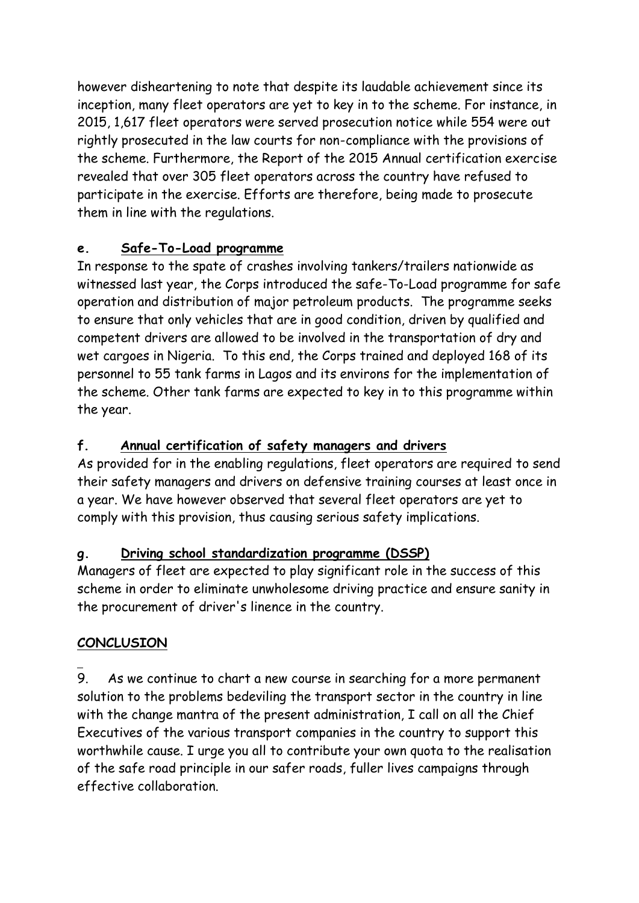however disheartening to note that despite its laudable achievement since its inception, many fleet operators are yet to key in to the scheme. For instance, in 2015, 1,617 fleet operators were served prosecution notice while 554 were out rightly prosecuted in the law courts for non-compliance with the provisions of the scheme. Furthermore, the Report of the 2015 Annual certification exercise revealed that over 305 fleet operators across the country have refused to participate in the exercise. Efforts are therefore, being made to prosecute them in line with the regulations.

**e. Safe-To-Load programme**

In response to the spate of crashes involving tankers/trailers nationwide as witnessed last year, the Corps introduced the safe-To-Load programme for safe operation and distribution of major petroleum products. The programme seeks to ensure that only vehicles that are in good condition, driven by qualified and competent drivers are allowed to be involved in the transportation of dry and wet cargoes in Nigeria. To this end, the Corps trained and deployed 168 of its personnel to 55 tank farms in Lagos and its environs for the implementation of the scheme. Other tank farms are expected to key in to this programme within the year.

**f. Annual certification of safety managers and drivers**

As provided for in the enabling regulations, fleet operators are required to send their safety managers and drivers on defensive training courses at least once in a year. We have however observed that several fleet operators are yet to comply with this provision, thus causing serious safety implications.

**g. Driving school standardization programme (DSSP)**

Managers of fleet are expected to play significant role in the success of this scheme in order to eliminate unwholesome driving practice and ensure sanity in the procurement of driver's linence in the country.

**CONCLUSION**

9. As we continue to chart a new course in searching for a more permanent solution to the problems bedeviling the transport sector in the country in line with the change mantra of the present administration, I call on all the Chief Executives of the various transport companies in the country to support this worthwhile cause. I urge you all to contribute your own quota to the realisation of the safe road principle in our safer roads, fuller lives campaigns through effective collaboration.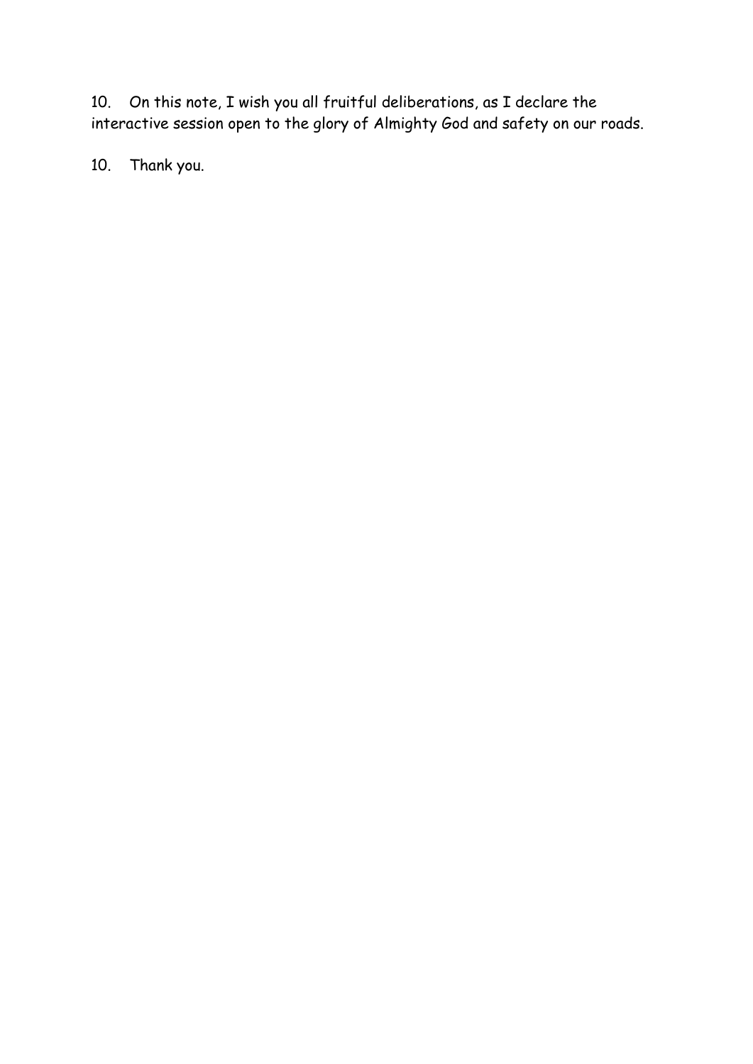10. On this note, I wish you all fruitful deliberations, as I declare the interactive session open to the glory of Almighty God and safety on our roads.

10. Thank you.